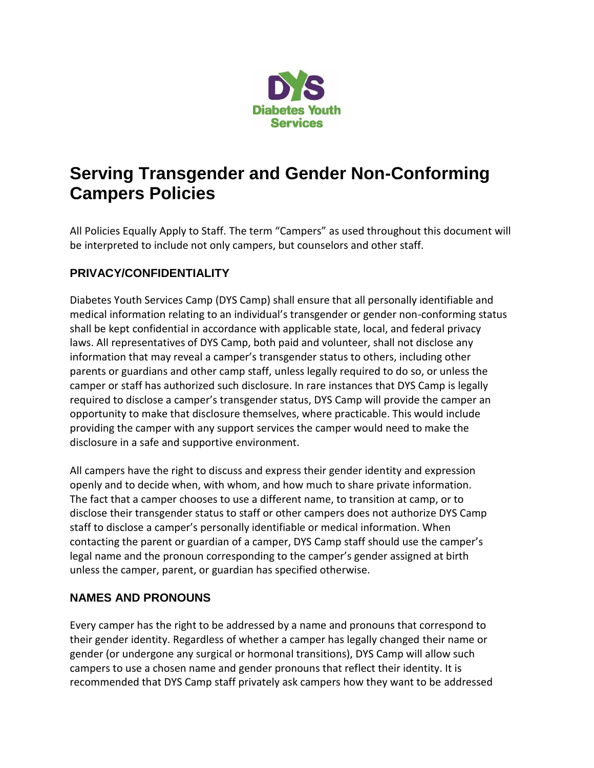DYS
Diabetes Youth Services

# Serving Transgender and Gender Non-Conforming Campers Policies

All Policies Equally Apply to Staff. The term "Campers" as used throughout this document will be interpreted to include not only campers, but counselors and other staff.

## PRIVACY/CONFIDENTIALITY

Diabetes Youth Services Camp (DYS Camp) shall ensure that all personally identifiable and medical information relating to an individual's transgender or gender non-conforming status shall be kept confidential in accordance with applicable state, local, and federal privacy laws. All representatives of DYS Camp, both paid and volunteer, shall not disclose any information that may reveal a camper's transgender status to others, including other parents or guardians and other camp staff, unless legally required to do so, or unless the camper or staff has authorized such disclosure. In rare instances that DYS Camp is legally required to disclose a camper's transgender status, DYS Camp will provide the camper an opportunity to make that disclosure themselves, where practicable. This would include providing the camper with any support services the camper would need to make the disclosure in a safe and supportive environment.

All campers have the right to discuss and express their gender identity and expression openly and to decide when, with whom, and how much to share private information. The fact that a camper chooses to use a different name, to transition at camp, or to disclose their transgender status to staff or other campers does not authorize DYS Camp staff to disclose a camper's personally identifiable or medical information. When contacting the parent or guardian of a camper, DYS Camp staff should use the camper's legal name and the pronoun corresponding to the camper's gender assigned at birth unless the camper, parent, or guardian has specified otherwise.

## NAMES AND PRONOUNS

Every camper has the right to be addressed by a name and pronouns that correspond to their gender identity. Regardless of whether a camper has legally changed their name or gender (or undergone any surgical or hormonal transitions), DYS Camp will allow such campers to use a chosen name and gender pronouns that reflect their identity. It is recommended that DYS Camp staff privately ask campers how they want to be addressed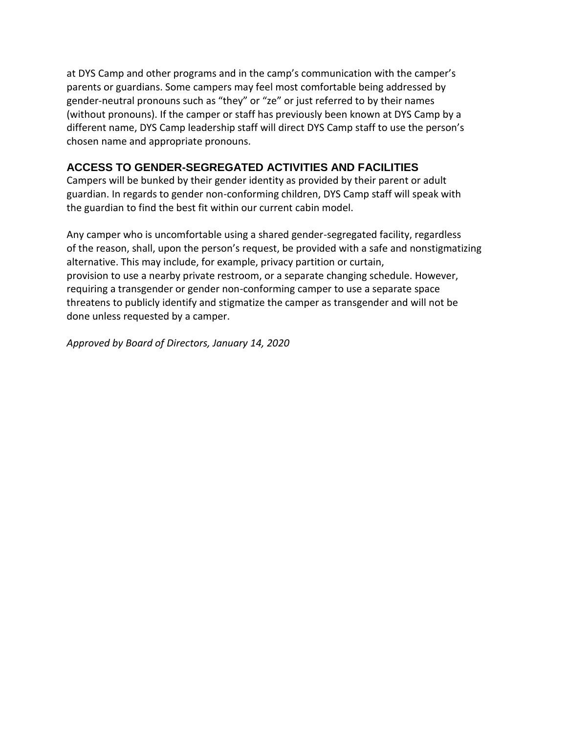at DYS Camp and other programs and in the camp's communication with the camper's parents or guardians. Some campers may feel most comfortable being addressed by gender-neutral pronouns such as "they" or "ze" or just referred to by their names (without pronouns). If the camper or staff has previously been known at DYS Camp by a different name, DYS Camp leadership staff will direct DYS Camp staff to use the person's chosen name and appropriate pronouns.

## ACCESS TO GENDER-SEGREGATED ACTIVITIES AND FACILITIES

Campers will be bunked by their gender identity as provided by their parent or adult guardian. In regards to gender non-conforming children, DYS Camp staff will speak with the guardian to find the best fit within our current cabin model.

Any camper who is uncomfortable using a shared gender-segregated facility, regardless of the reason, shall, upon the person's request, be provided with a safe and nonstigmatizing alternative. This may include, for example, privacy partition or curtain, provision to use a nearby private restroom, or a separate changing schedule. However, requiring a transgender or gender non-conforming camper to use a separate space threatens to publicly identify and stigmatize the camper as transgender and will not be done unless requested by a camper.

*Approved by Board of Directors, January 14, 2020*